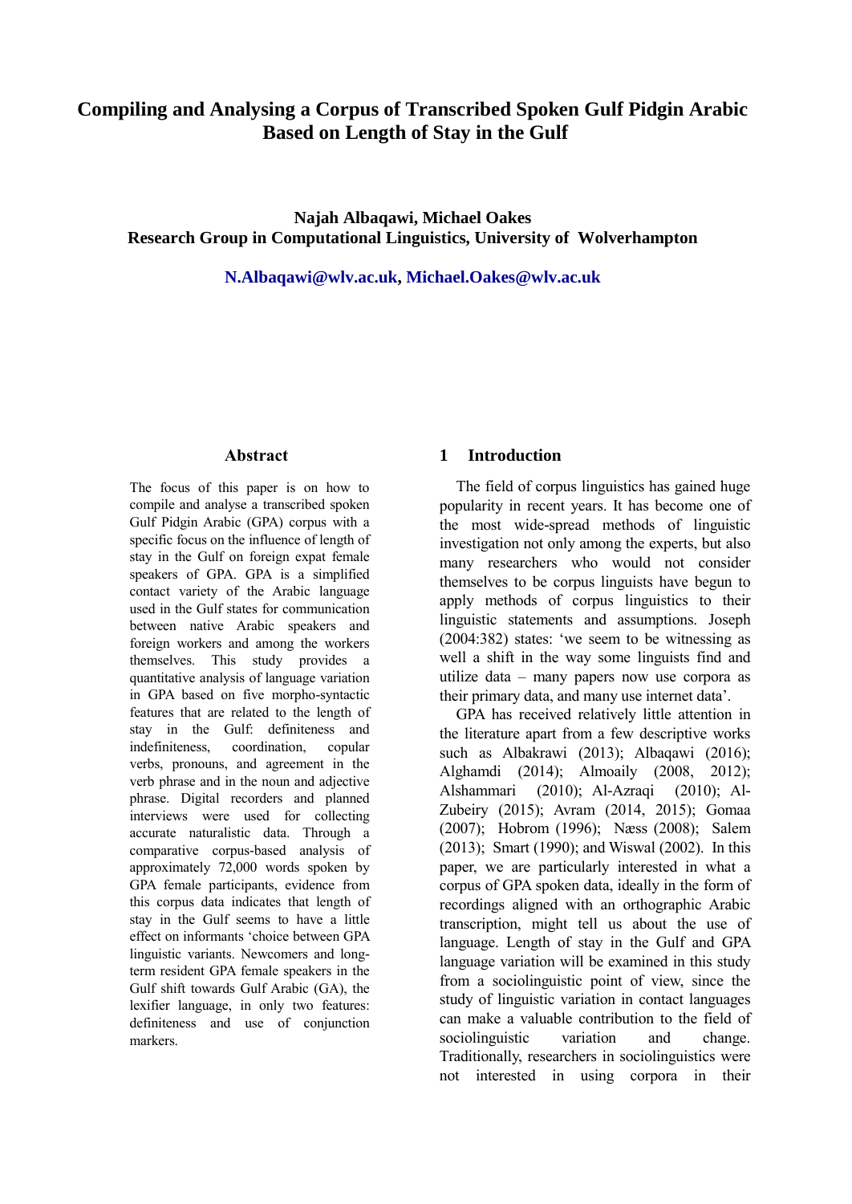# Compiling and Analysing a Corpus of Transcribed Spoken Gulf Pidgin Arabic Based on Length of Stay in the Gulf

**Najah Albaqawi, Michael Oakes**
**Research Group in Computational Linguistics, University of Wolverhampton**

**N.Albaqawi@wlv.ac.uk, Michael.Oakes@wlv.ac.uk**

## Abstract

The focus of this paper is on how to compile and analyse a transcribed spoken Gulf Pidgin Arabic (GPA) corpus with a specific focus on the influence of length of stay in the Gulf on foreign expat female speakers of GPA. GPA is a simplified contact variety of the Arabic language used in the Gulf states for communication between native Arabic speakers and foreign workers and among the workers themselves. This study provides a quantitative analysis of language variation in GPA based on five morpho-syntactic features that are related to the length of stay in the Gulf: definiteness and indefiniteness, coordination, copular verbs, pronouns, and agreement in the verb phrase and in the noun and adjective phrase. Digital recorders and planned interviews were used for collecting accurate naturalistic data. Through a comparative corpus-based analysis of approximately 72,000 words spoken by GPA female participants, evidence from this corpus data indicates that length of stay in the Gulf seems to have a little effect on informants 'choice between GPA linguistic variants. Newcomers and long-term resident GPA female speakers in the Gulf shift towards Gulf Arabic (GA), the lexifier language, in only two features: definiteness and use of conjunction markers.

## 1 Introduction

The field of corpus linguistics has gained huge popularity in recent years. It has become one of the most wide-spread methods of linguistic investigation not only among the experts, but also many researchers who would not consider themselves to be corpus linguists have begun to apply methods of corpus linguistics to their linguistic statements and assumptions. Joseph (2004:382) states: 'we seem to be witnessing as well a shift in the way some linguists find and utilize data – many papers now use corpora as their primary data, and many use internet data'.

GPA has received relatively little attention in the literature apart from a few descriptive works such as Albakrawi (2013); Albaqawi (2016); Alghamdi (2014); Almoaily (2008, 2012); Alshammari (2010); Al-Azraqi (2010); Al-Zubeiry (2015); Avram (2014, 2015); Gomaa (2007); Hobrom (1996); Næss (2008); Salem (2013); Smart (1990); and Wiswal (2002). In this paper, we are particularly interested in what a corpus of GPA spoken data, ideally in the form of recordings aligned with an orthographic Arabic transcription, might tell us about the use of language. Length of stay in the Gulf and GPA language variation will be examined in this study from a sociolinguistic point of view, since the study of linguistic variation in contact languages can make a valuable contribution to the field of sociolinguistic variation and change. Traditionally, researchers in sociolinguistics were not interested in using corpora in their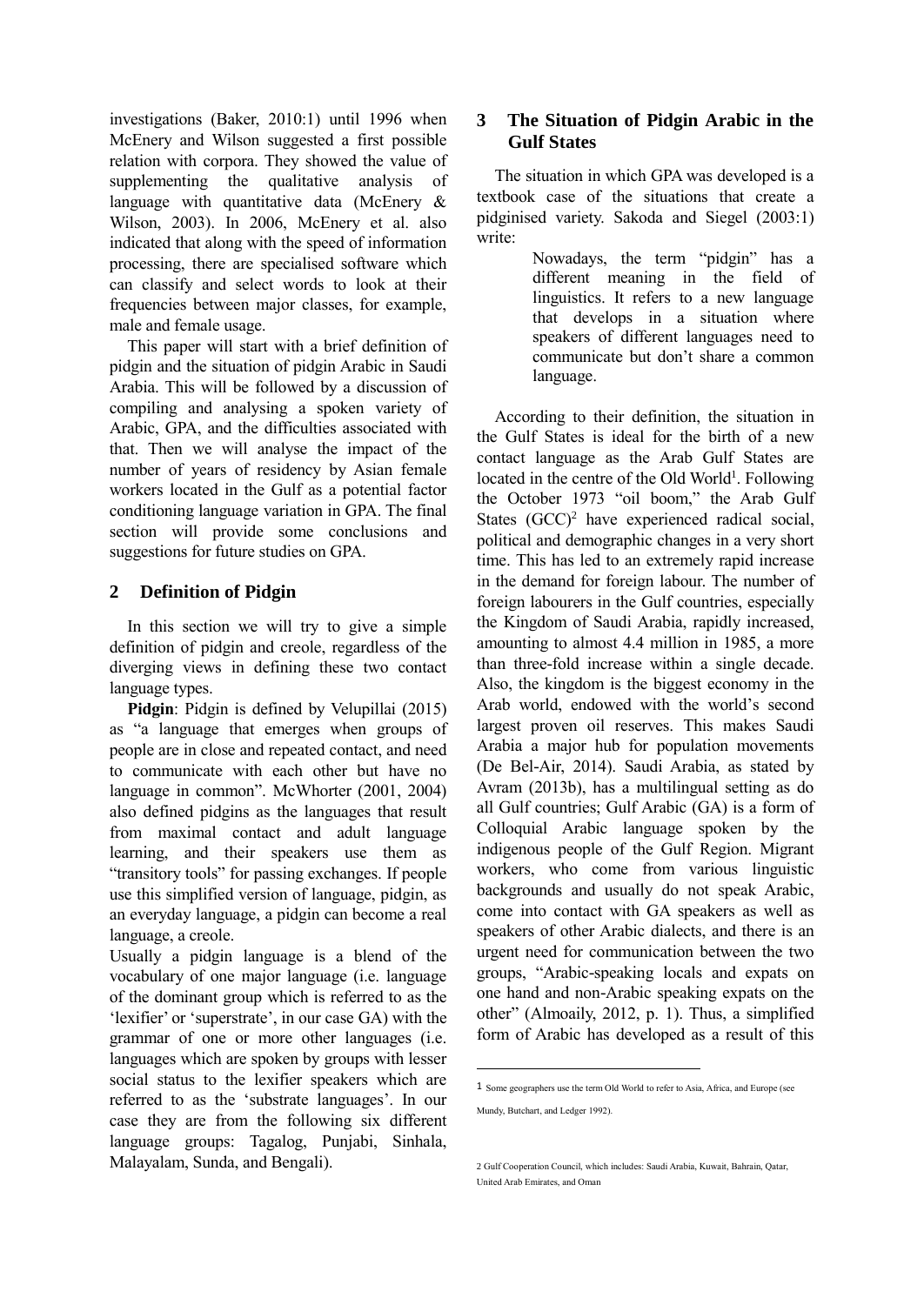investigations (Baker, 2010:1) until 1996 when McEnery and Wilson suggested a first possible relation with corpora. They showed the value of supplementing the qualitative analysis of language with quantitative data (McEnery & Wilson, 2003). In 2006, McEnery et al. also indicated that along with the speed of information processing, there are specialised software which can classify and select words to look at their frequencies between major classes, for example, male and female usage.

This paper will start with a brief definition of pidgin and the situation of pidgin Arabic in Saudi Arabia. This will be followed by a discussion of compiling and analysing a spoken variety of Arabic, GPA, and the difficulties associated with that. Then we will analyse the impact of the number of years of residency by Asian female workers located in the Gulf as a potential factor conditioning language variation in GPA. The final section will provide some conclusions and suggestions for future studies on GPA.

## 2 Definition of Pidgin

In this section we will try to give a simple definition of pidgin and creole, regardless of the diverging views in defining these two contact language types.

**Pidgin**: Pidgin is defined by Velupillai (2015) as "a language that emerges when groups of people are in close and repeated contact, and need to communicate with each other but have no language in common". McWhorter (2001, 2004) also defined pidgins as the languages that result from maximal contact and adult language learning, and their speakers use them as "transitory tools" for passing exchanges. If people use this simplified version of language, pidgin, as an everyday language, a pidgin can become a real language, a creole.

Usually a pidgin language is a blend of the vocabulary of one major language (i.e. language of the dominant group which is referred to as the 'lexifier' or 'superstrate', in our case GA) with the grammar of one or more other languages (i.e. languages which are spoken by groups with lesser social status to the lexifier speakers which are referred to as the 'substrate languages'. In our case they are from the following six different language groups: Tagalog, Punjabi, Sinhala, Malayalam, Sunda, and Bengali).

## 3 The Situation of Pidgin Arabic in the Gulf States

The situation in which GPA was developed is a textbook case of the situations that create a pidginised variety. Sakoda and Siegel (2003:1) write:

> Nowadays, the term "pidgin" has a different meaning in the field of linguistics. It refers to a new language that develops in a situation where speakers of different languages need to communicate but don't share a common language.

According to their definition, the situation in the Gulf States is ideal for the birth of a new contact language as the Arab Gulf States are located in the centre of the Old World[1]. Following the October 1973 "oil boom," the Arab Gulf States (GCC)[2] have experienced radical social, political and demographic changes in a very short time. This has led to an extremely rapid increase in the demand for foreign labour. The number of foreign labourers in the Gulf countries, especially the Kingdom of Saudi Arabia, rapidly increased, amounting to almost 4.4 million in 1985, a more than three-fold increase within a single decade. Also, the kingdom is the biggest economy in the Arab world, endowed with the world's second largest proven oil reserves. This makes Saudi Arabia a major hub for population movements (De Bel-Air, 2014). Saudi Arabia, as stated by Avram (2013b), has a multilingual setting as do all Gulf countries; Gulf Arabic (GA) is a form of Colloquial Arabic language spoken by the indigenous people of the Gulf Region. Migrant workers, who come from various linguistic backgrounds and usually do not speak Arabic, come into contact with GA speakers as well as speakers of other Arabic dialects, and there is an urgent need for communication between the two groups, "Arabic-speaking locals and expats on one hand and non-Arabic speaking expats on the other" (Almoaily, 2012, p. 1). Thus, a simplified form of Arabic has developed as a result of this

---

[1] Some geographers use the term Old World to refer to Asia, Africa, and Europe (see Mundy, Butchart, and Ledger 1992).

[2] Gulf Cooperation Council, which includes: Saudi Arabia, Kuwait, Bahrain, Qatar, United Arab Emirates, and Oman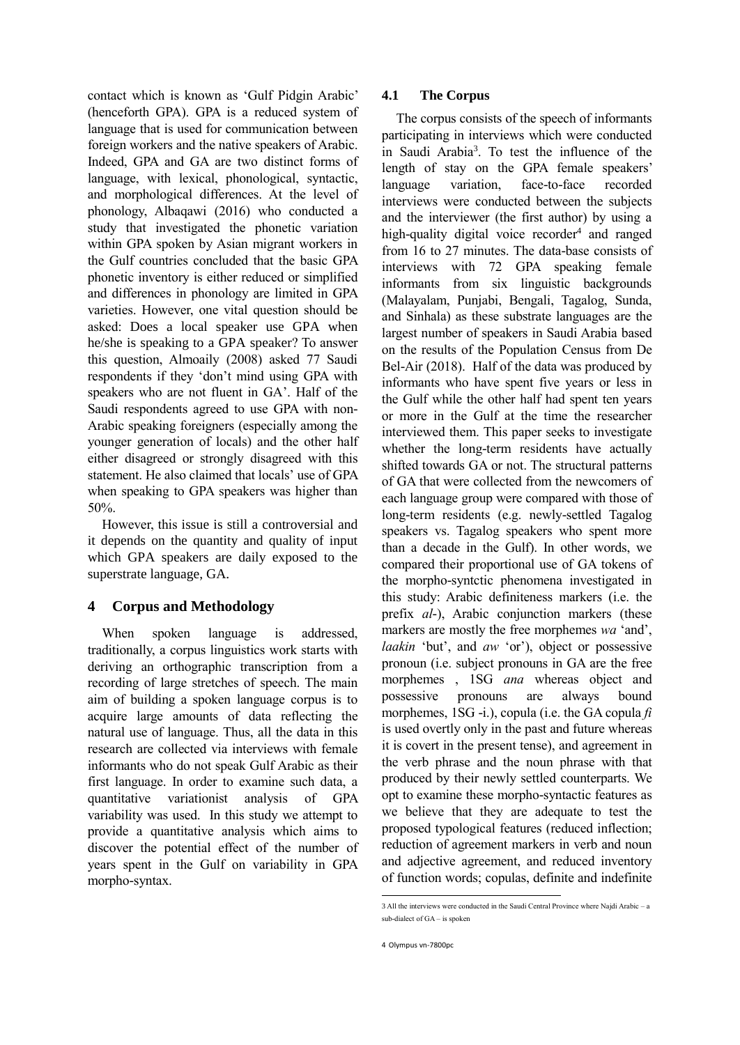contact which is known as 'Gulf Pidgin Arabic' (henceforth GPA). GPA is a reduced system of language that is used for communication between foreign workers and the native speakers of Arabic. Indeed, GPA and GA are two distinct forms of language, with lexical, phonological, syntactic, and morphological differences. At the level of phonology, Albaqawi (2016) who conducted a study that investigated the phonetic variation within GPA spoken by Asian migrant workers in the Gulf countries concluded that the basic GPA phonetic inventory is either reduced or simplified and differences in phonology are limited in GPA varieties. However, one vital question should be asked: Does a local speaker use GPA when he/she is speaking to a GPA speaker? To answer this question, Almoaily (2008) asked 77 Saudi respondents if they 'don't mind using GPA with speakers who are not fluent in GA'. Half of the Saudi respondents agreed to use GPA with non-Arabic speaking foreigners (especially among the younger generation of locals) and the other half either disagreed or strongly disagreed with this statement. He also claimed that locals' use of GPA when speaking to GPA speakers was higher than 50%.

However, this issue is still a controversial and it depends on the quantity and quality of input which GPA speakers are daily exposed to the superstrate language, GA.

# 4 Corpus and Methodology

When spoken language is addressed, traditionally, a corpus linguistics work starts with deriving an orthographic transcription from a recording of large stretches of speech. The main aim of building a spoken language corpus is to acquire large amounts of data reflecting the natural use of language. Thus, all the data in this research are collected via interviews with female informants who do not speak Gulf Arabic as their first language. In order to examine such data, a quantitative variationist analysis of GPA variability was used. In this study we attempt to provide a quantitative analysis which aims to discover the potential effect of the number of years spent in the Gulf on variability in GPA morpho-syntax.

## 4.1 The Corpus

The corpus consists of the speech of informants participating in interviews which were conducted in Saudi Arabia[3]. To test the influence of the length of stay on the GPA female speakers' language variation, face-to-face recorded interviews were conducted between the subjects and the interviewer (the first author) by using a high-quality digital voice recorder[4] and ranged from 16 to 27 minutes. The data-base consists of interviews with 72 GPA speaking female informants from six linguistic backgrounds (Malayalam, Punjabi, Bengali, Tagalog, Sunda, and Sinhala) as these substrate languages are the largest number of speakers in Saudi Arabia based on the results of the Population Census from De Bel-Air (2018). Half of the data was produced by informants who have spent five years or less in the Gulf while the other half had spent ten years or more in the Gulf at the time the researcher interviewed them. This paper seeks to investigate whether the long-term residents have actually shifted towards GA or not. The structural patterns of GA that were collected from the newcomers of each language group were compared with those of long-term residents (e.g. newly-settled Tagalog speakers vs. Tagalog speakers who spent more than a decade in the Gulf). In other words, we compared their proportional use of GA tokens of the morpho-syntctic phenomena investigated in this study: Arabic definiteness markers (i.e. the prefix *al-*), Arabic conjunction markers (these markers are mostly the free morphemes *wa* 'and', *laakin* 'but', and *aw* 'or'), object or possessive pronoun (i.e. subject pronouns in GA are the free morphemes , 1SG *ana* whereas object and possessive pronouns are always bound morphemes, 1SG -i.), copula (i.e. the GA copula *fi* is used overtly only in the past and future whereas it is covert in the present tense), and agreement in the verb phrase and the noun phrase with that produced by their newly settled counterparts. We opt to examine these morpho-syntactic features as we believe that they are adequate to test the proposed typological features (reduced inflection; reduction of agreement markers in verb and noun and adjective agreement, and reduced inventory of function words; copulas, definite and indefinite

---

3 All the interviews were conducted in the Saudi Central Province where Najdi Arabic – a sub-dialect of GA – is spoken

4 Olympus vn-7800pc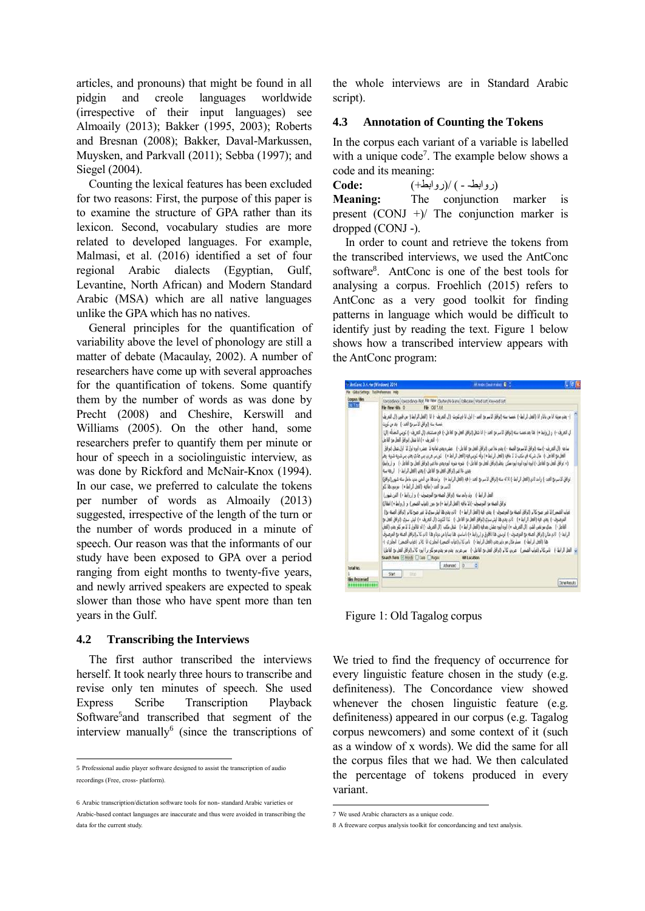articles, and pronouns) that might be found in all pidgin and creole languages worldwide (irrespective of their input languages) see Almoaily (2013); Bakker (1995, 2003); Roberts and Bresnan (2008); Bakker, Daval-Markussen, Muysken, and Parkvall (2011); Sebba (1997); and Siegel (2004).

Counting the lexical features has been excluded for two reasons: First, the purpose of this paper is to examine the structure of GPA rather than its lexicon. Second, vocabulary studies are more related to developed languages. For example, Malmasi, et al. (2016) identified a set of four regional Arabic dialects (Egyptian, Gulf, Levantine, North African) and Modern Standard Arabic (MSA) which are all native languages unlike the GPA which has no natives.

General principles for the quantification of variability above the level of phonology are still a matter of debate (Macaulay, 2002). A number of researchers have come up with several approaches for the quantification of tokens. Some quantify them by the number of words as was done by Precht (2008) and Cheshire, Kerswill and Williams (2005). On the other hand, some researchers prefer to quantify them per minute or hour of speech in a sociolinguistic interview, as was done by Rickford and McNair-Knox (1994). In our case, we preferred to calculate the tokens per number of words as Almoaily (2013) suggested, irrespective of the length of the turn or the number of words produced in a minute of speech. Our reason was that the informants of our study have been exposed to GPA over a period ranging from eight months to twenty-five years, and newly arrived speakers are expected to speak slower than those who have spent more than ten years in the Gulf.

### 4.2 Transcribing the Interviews

The first author transcribed the interviews herself. It took nearly three hours to transcribe and revise only ten minutes of speech. She used Express Scribe Transcription Playback Software[5] and transcribed that segment of the interview manually[6] (since the transcriptions of the whole interviews are in Standard Arabic script).

### 4.3 Annotation of Counting the Tokens

In the corpus each variant of a variable is labelled with a unique code[7]. The example below shows a code and its meaning:

**Code:** (روابط+)/ (روابط -)

**Meaning:** The conjunction marker is present (CONJ +)/ The conjunction marker is dropped (CONJ -).

In order to count and retrieve the tokens from the transcribed interviews, we used the AntConc software[8]. AntConc is one of the best tools for analysing a corpus. Froehlich (2015) refers to AntConc as a very good toolkit for finding patterns in language which would be difficult to identify just by reading the text. Figure 1 below shows how a transcribed interview appears with the AntConc program:

Figure 1: Old Tagalog corpus

We tried to find the frequency of occurrence for every linguistic feature chosen in the study (e.g. definiteness). The Concordance view showed whenever the chosen linguistic feature (e.g. definiteness) appeared in our corpus (e.g. Tagalog corpus newcomers) and some context of it (such as a window of x words). We did the same for all the corpus files that we had. We then calculated the percentage of tokens produced in every variant.

---

5 Professional audio player software designed to assist the transcription of audio recordings (Free, cross- platform).

6 Arabic transcription/dictation software tools for non- standard Arabic varieties or Arabic-based contact languages are inaccurate and thus were avoided in transcribing the data for the current study.

7 We used Arabic characters as a unique code.

8 A freeware corpus analysis toolkit for concordancing and text analysis.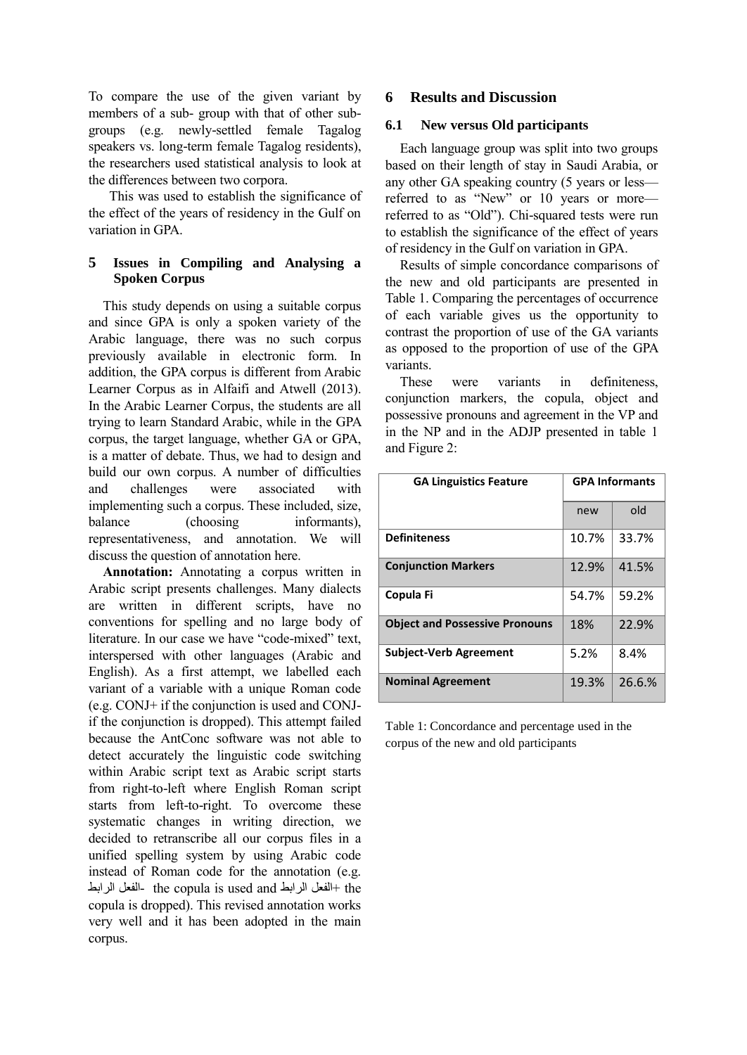To compare the use of the given variant by members of a sub- group with that of other sub-groups (e.g. newly-settled female Tagalog speakers vs. long-term female Tagalog residents), the researchers used statistical analysis to look at the differences between two corpora.

This was used to establish the significance of the effect of the years of residency in the Gulf on variation in GPA.

## 5 Issues in Compiling and Analysing a Spoken Corpus

This study depends on using a suitable corpus and since GPA is only a spoken variety of the Arabic language, there was no such corpus previously available in electronic form. In addition, the GPA corpus is different from Arabic Learner Corpus as in Alfaifi and Atwell (2013). In the Arabic Learner Corpus, the students are all trying to learn Standard Arabic, while in the GPA corpus, the target language, whether GA or GPA, is a matter of debate. Thus, we had to design and build our own corpus. A number of difficulties and challenges were associated with implementing such a corpus. These included, size, balance (choosing informants), representativeness, and annotation. We will discuss the question of annotation here.

**Annotation:** Annotating a corpus written in Arabic script presents challenges. Many dialects are written in different scripts, have no conventions for spelling and no large body of literature. In our case we have "code-mixed" text, interspersed with other languages (Arabic and English). As a first attempt, we labelled each variant of a variable with a unique Roman code (e.g. CONJ+ if the conjunction is used and CONJ- if the conjunction is dropped). This attempt failed because the AntConc software was not able to detect accurately the linguistic code switching within Arabic script text as Arabic script starts from right-to-left where English Roman script starts from left-to-right. To overcome these systematic changes in writing direction, we decided to retranscribe all our corpus files in a unified spelling system by using Arabic code instead of Roman code for the annotation (e.g. الفعل الرابط- the copula is used and الفعل الرابط+ the copula is dropped). This revised annotation works very well and it has been adopted in the main corpus.

## 6 Results and Discussion

### 6.1 New versus Old participants

Each language group was split into two groups based on their length of stay in Saudi Arabia, or any other GA speaking country (5 years or less—referred to as "New" or 10 years or more—referred to as "Old"). Chi-squared tests were run to establish the significance of the effect of years of residency in the Gulf on variation in GPA.

Results of simple concordance comparisons of the new and old participants are presented in Table 1. Comparing the percentages of occurrence of each variable gives us the opportunity to contrast the proportion of use of the GA variants as opposed to the proportion of use of the GPA variants.

These were variants in definiteness, conjunction markers, the copula, object and possessive pronouns and agreement in the VP and in the NP and in the ADJP presented in table 1 and Figure 2:

| GA Linguistics Feature | GPA Informants | |
|---|---|---|
| | new | old |
| **Definiteness** | 10.7% | 33.7% |
| **Conjunction Markers** | 12.9% | 41.5% |
| **Copula Fi** | 54.7% | 59.2% |
| **Object and Possessive Pronouns** | 18% | 22.9% |
| **Subject-Verb Agreement** | 5.2% | 8.4% |
| **Nominal Agreement** | 19.3% | 26.6.% |

Table 1: Concordance and percentage used in the corpus of the new and old participants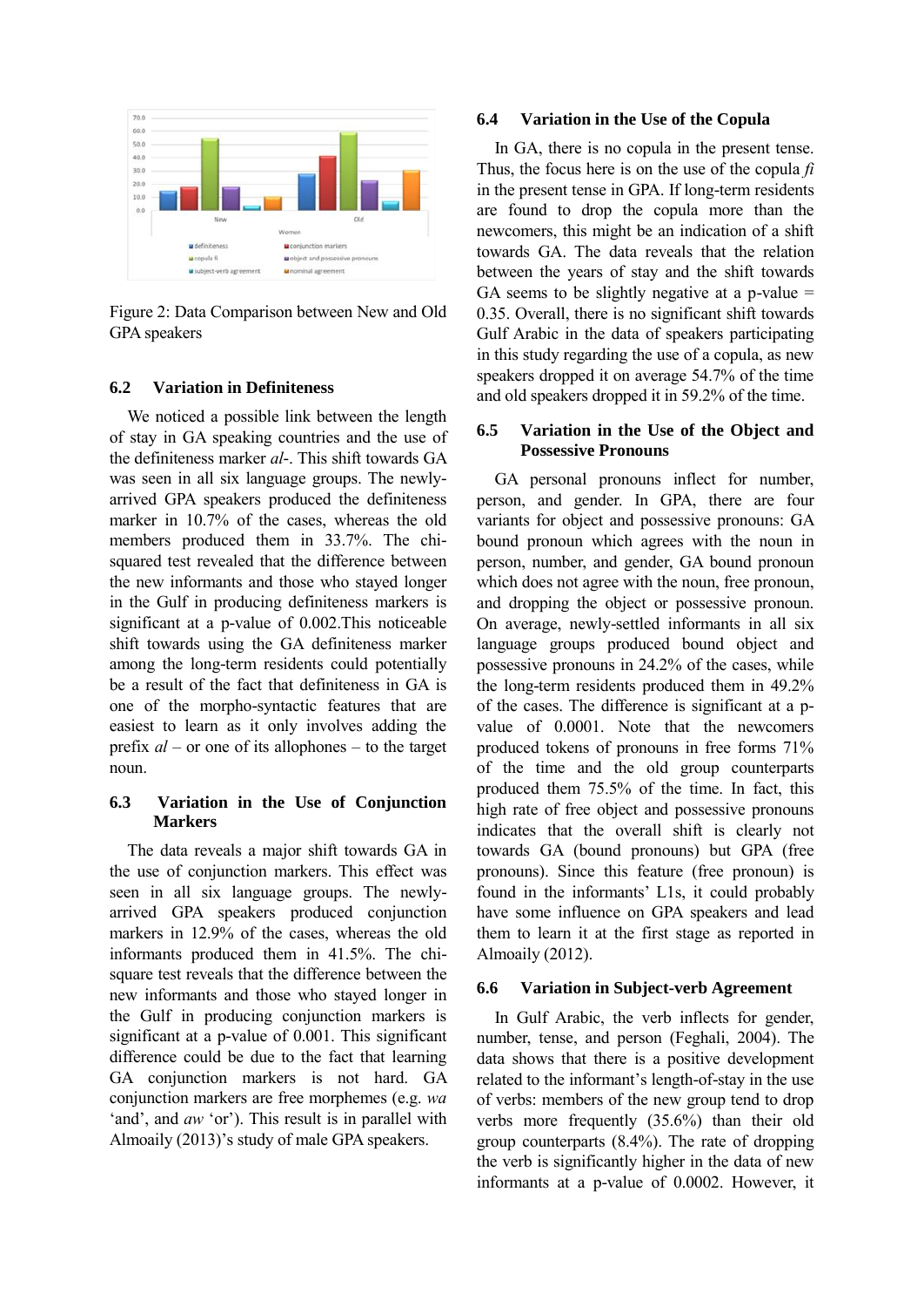Figure 2: Data Comparison between New and Old GPA speakers

### 6.2 Variation in Definiteness

We noticed a possible link between the length of stay in GA speaking countries and the use of the definiteness marker *al-*. This shift towards GA was seen in all six language groups. The newly-arrived GPA speakers produced the definiteness marker in 10.7% of the cases, whereas the old members produced them in 33.7%. The chi-squared test revealed that the difference between the new informants and those who stayed longer in the Gulf in producing definiteness markers is significant at a p-value of 0.002.This noticeable shift towards using the GA definiteness marker among the long-term residents could potentially be a result of the fact that definiteness in GA is one of the morpho-syntactic features that are easiest to learn as it only involves adding the prefix *al* – or one of its allophones – to the target noun.

### 6.3 Variation in the Use of Conjunction Markers

The data reveals a major shift towards GA in the use of conjunction markers. This effect was seen in all six language groups. The newly-arrived GPA speakers produced conjunction markers in 12.9% of the cases, whereas the old informants produced them in 41.5%. The chi-square test reveals that the difference between the new informants and those who stayed longer in the Gulf in producing conjunction markers is significant at a p-value of 0.001. This significant difference could be due to the fact that learning GA conjunction markers is not hard. GA conjunction markers are free morphemes (e.g. *wa* 'and', and *aw* 'or'). This result is in parallel with Almoaily (2013)'s study of male GPA speakers.

### 6.4 Variation in the Use of the Copula

In GA, there is no copula in the present tense. Thus, the focus here is on the use of the copula *fi* in the present tense in GPA. If long-term residents are found to drop the copula more than the newcomers, this might be an indication of a shift towards GA. The data reveals that the relation between the years of stay and the shift towards GA seems to be slightly negative at a p-value = 0.35. Overall, there is no significant shift towards Gulf Arabic in the data of speakers participating in this study regarding the use of a copula, as new speakers dropped it on average 54.7% of the time and old speakers dropped it in 59.2% of the time.

### 6.5 Variation in the Use of the Object and Possessive Pronouns

GA personal pronouns inflect for number, person, and gender. In GPA, there are four variants for object and possessive pronouns: GA bound pronoun which agrees with the noun in person, number, and gender, GA bound pronoun which does not agree with the noun, free pronoun, and dropping the object or possessive pronoun. On average, newly-settled informants in all six language groups produced bound object and possessive pronouns in 24.2% of the cases, while the long-term residents produced them in 49.2% of the cases. The difference is significant at a p-value of 0.0001. Note that the newcomers produced tokens of pronouns in free forms 71% of the time and the old group counterparts produced them 75.5% of the time. In fact, this high rate of free object and possessive pronouns indicates that the overall shift is clearly not towards GA (bound pronouns) but GPA (free pronouns). Since this feature (free pronoun) is found in the informants' L1s, it could probably have some influence on GPA speakers and lead them to learn it at the first stage as reported in Almoaily (2012).

### 6.6 Variation in Subject-verb Agreement

In Gulf Arabic, the verb inflects for gender, number, tense, and person (Feghali, 2004). The data shows that there is a positive development related to the informant's length-of-stay in the use of verbs: members of the new group tend to drop verbs more frequently (35.6%) than their old group counterparts (8.4%). The rate of dropping the verb is significantly higher in the data of new informants at a p-value of 0.0002. However, it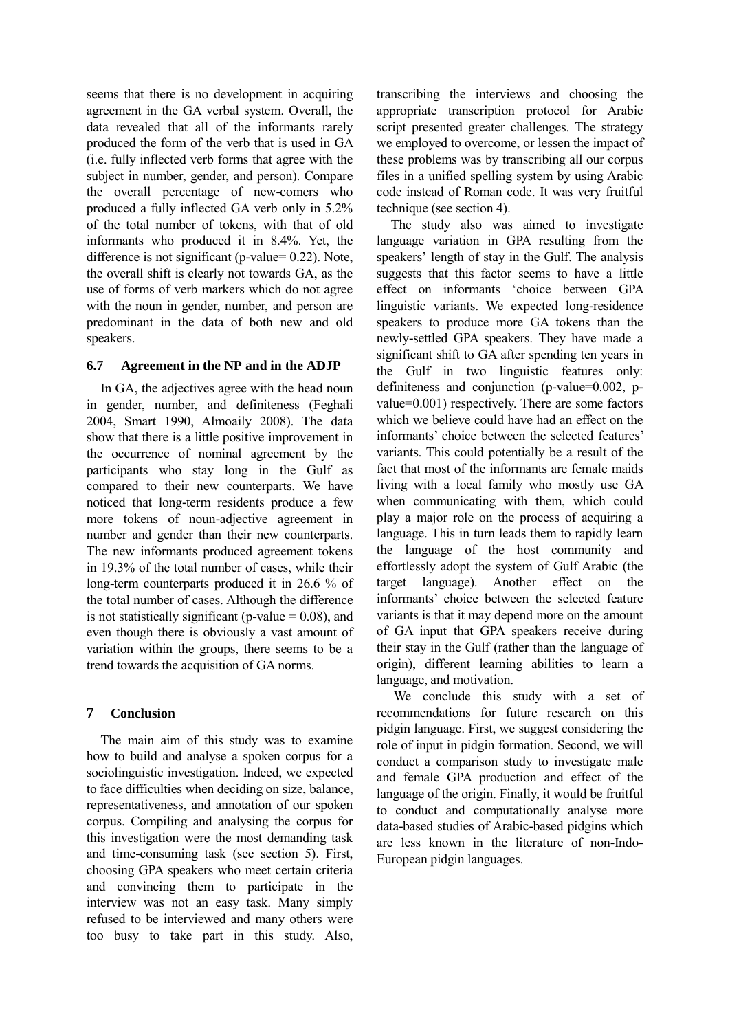seems that there is no development in acquiring agreement in the GA verbal system. Overall, the data revealed that all of the informants rarely produced the form of the verb that is used in GA (i.e. fully inflected verb forms that agree with the subject in number, gender, and person). Compare the overall percentage of new-comers who produced a fully inflected GA verb only in 5.2% of the total number of tokens, with that of old informants who produced it in 8.4%. Yet, the difference is not significant (p-value= 0.22). Note, the overall shift is clearly not towards GA, as the use of forms of verb markers which do not agree with the noun in gender, number, and person are predominant in the data of both new and old speakers.

### 6.7 Agreement in the NP and in the ADJP

In GA, the adjectives agree with the head noun in gender, number, and definiteness (Feghali 2004, Smart 1990, Almoaily 2008). The data show that there is a little positive improvement in the occurrence of nominal agreement by the participants who stay long in the Gulf as compared to their new counterparts. We have noticed that long-term residents produce a few more tokens of noun-adjective agreement in number and gender than their new counterparts. The new informants produced agreement tokens in 19.3% of the total number of cases, while their long-term counterparts produced it in 26.6 % of the total number of cases. Although the difference is not statistically significant (p-value = 0.08), and even though there is obviously a vast amount of variation within the groups, there seems to be a trend towards the acquisition of GA norms.

## 7 Conclusion

The main aim of this study was to examine how to build and analyse a spoken corpus for a sociolinguistic investigation. Indeed, we expected to face difficulties when deciding on size, balance, representativeness, and annotation of our spoken corpus. Compiling and analysing the corpus for this investigation were the most demanding task and time-consuming task (see section 5). First, choosing GPA speakers who meet certain criteria and convincing them to participate in the interview was not an easy task. Many simply refused to be interviewed and many others were too busy to take part in this study. Also, transcribing the interviews and choosing the appropriate transcription protocol for Arabic script presented greater challenges. The strategy we employed to overcome, or lessen the impact of these problems was by transcribing all our corpus files in a unified spelling system by using Arabic code instead of Roman code. It was very fruitful technique (see section 4).

The study also was aimed to investigate language variation in GPA resulting from the speakers' length of stay in the Gulf. The analysis suggests that this factor seems to have a little effect on informants 'choice between GPA linguistic variants. We expected long-residence speakers to produce more GA tokens than the newly-settled GPA speakers. They have made a significant shift to GA after spending ten years in the Gulf in two linguistic features only: definiteness and conjunction (p-value=0.002, p-value=0.001) respectively. There are some factors which we believe could have had an effect on the informants' choice between the selected features' variants. This could potentially be a result of the fact that most of the informants are female maids living with a local family who mostly use GA when communicating with them, which could play a major role on the process of acquiring a language. This in turn leads them to rapidly learn the language of the host community and effortlessly adopt the system of Gulf Arabic (the target language). Another effect on the informants' choice between the selected feature variants is that it may depend more on the amount of GA input that GPA speakers receive during their stay in the Gulf (rather than the language of origin), different learning abilities to learn a language, and motivation.

We conclude this study with a set of recommendations for future research on this pidgin language. First, we suggest considering the role of input in pidgin formation. Second, we will conduct a comparison study to investigate male and female GPA production and effect of the language of the origin. Finally, it would be fruitful to conduct and computationally analyse more data-based studies of Arabic-based pidgins which are less known in the literature of non-Indo-European pidgin languages.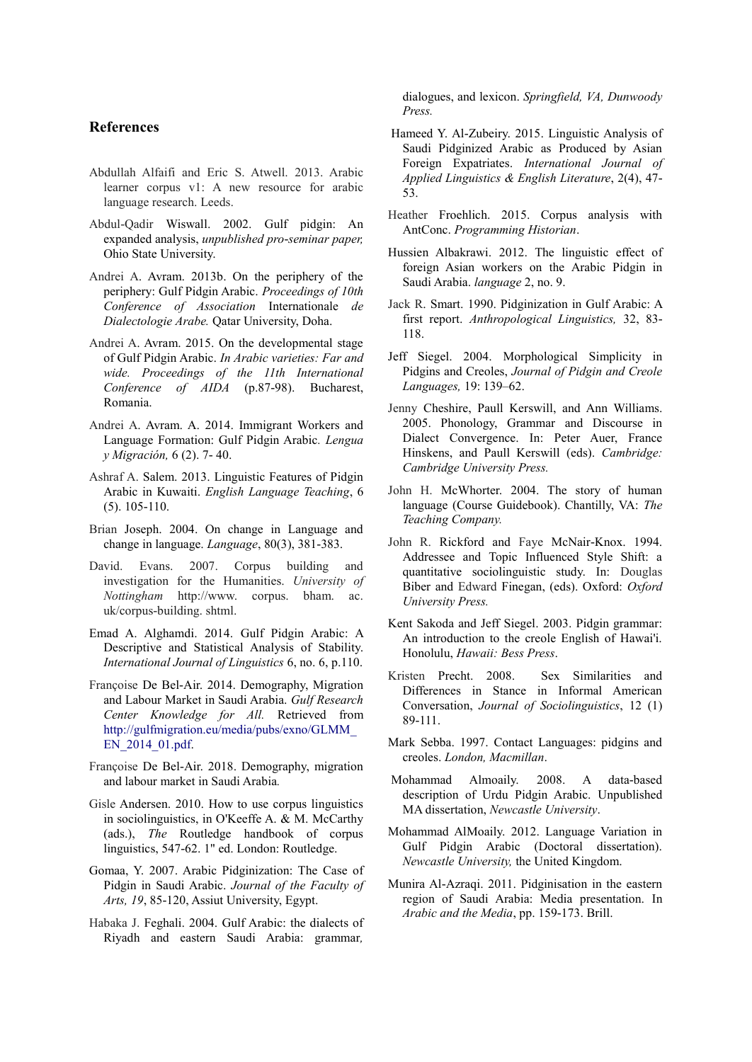## References

Abdullah Alfaifi and Eric S. Atwell. 2013. Arabic learner corpus v1: A new resource for arabic language research. Leeds.

Abdul-Qadir Wiswall. 2002. Gulf pidgin: An expanded analysis, *unpublished pro-seminar paper,* Ohio State University.

Andrei A. Avram. 2013b. On the periphery of the periphery: Gulf Pidgin Arabic. *Proceedings of 10th Conference of Association* Internationale *de Dialectologie Arabe.* Qatar University, Doha.

Andrei A. Avram. 2015. On the developmental stage of Gulf Pidgin Arabic. *In Arabic varieties: Far and wide. Proceedings of the 11th International Conference of AIDA* (p.87-98). Bucharest, Romania.

Andrei A. Avram. A. 2014. Immigrant Workers and Language Formation: Gulf Pidgin Arabic. *Lengua y Migración,* 6 (2). 7- 40.

Ashraf A. Salem. 2013. Linguistic Features of Pidgin Arabic in Kuwaiti. *English Language Teaching*, 6 (5). 105-110.

Brian Joseph. 2004. On change in Language and change in language. *Language*, 80(3), 381-383.

David. Evans. 2007. Corpus building and investigation for the Humanities. *University of Nottingham* http://www. corpus. bham. ac. uk/corpus-building. shtml.

Emad A. Alghamdi. 2014. Gulf Pidgin Arabic: A Descriptive and Statistical Analysis of Stability. *International Journal of Linguistics* 6, no. 6, p.110.

Françoise De Bel-Air. 2014. Demography, Migration and Labour Market in Saudi Arabia. *Gulf Research Center Knowledge for All.* Retrieved from http://gulfmigration.eu/media/pubs/exno/GLMM_EN_2014_01.pdf.

Françoise De Bel-Air. 2018. Demography, migration and labour market in Saudi Arabia*.*

Gisle Andersen. 2010. How to use corpus linguistics in sociolinguistics, in O'Keeffe A. & M. McCarthy (ads.), *The* Routledge handbook of corpus linguistics, 547-62. 1" ed. London: Routledge.

Gomaa, Y. 2007. Arabic Pidginization: The Case of Pidgin in Saudi Arabic. *Journal of the Faculty of Arts, 19*, 85-120, Assiut University, Egypt.

Habaka J. Feghali. 2004. Gulf Arabic: the dialects of Riyadh and eastern Saudi Arabia: grammar*,* dialogues, and lexicon. *Springfield, VA, Dunwoody Press.*

Hameed Y. Al-Zubeiry. 2015. Linguistic Analysis of Saudi Pidginized Arabic as Produced by Asian Foreign Expatriates. *International Journal of Applied Linguistics & English Literature*, 2(4), 47-53.

Heather Froehlich. 2015. Corpus analysis with AntConc. *Programming Historian*.

Hussien Albakrawi. 2012. The linguistic effect of foreign Asian workers on the Arabic Pidgin in Saudi Arabia. *language* 2, no. 9.

Jack R. Smart. 1990. Pidginization in Gulf Arabic: A first report. *Anthropological Linguistics,* 32, 83-118.

Jeff Siegel. 2004. Morphological Simplicity in Pidgins and Creoles, *Journal of Pidgin and Creole Languages,* 19: 139–62.

Jenny Cheshire, Paull Kerswill, and Ann Williams. 2005. Phonology, Grammar and Discourse in Dialect Convergence. In: Peter Auer, France Hinskens, and Paull Kerswill (eds). *Cambridge: Cambridge University Press.*

John H. McWhorter. 2004. The story of human language (Course Guidebook). Chantilly, VA: *The Teaching Company.*

John R. Rickford and Faye McNair-Knox. 1994. Addressee and Topic Influenced Style Shift: a quantitative sociolinguistic study. In: Douglas Biber and Edward Finegan, (eds). Oxford: *Oxford University Press.*

Kent Sakoda and Jeff Siegel. 2003. Pidgin grammar: An introduction to the creole English of Hawai'i. Honolulu, *Hawaii: Bess Press*.

Kristen Precht. 2008. Sex Similarities and Differences in Stance in Informal American Conversation, *Journal of Sociolinguistics*, 12 (1) 89-111.

Mark Sebba. 1997. Contact Languages: pidgins and creoles. *London, Macmillan*.

Mohammad Almoaily. 2008. A data-based description of Urdu Pidgin Arabic. Unpublished MA dissertation, *Newcastle University*.

Mohammad AlMoaily. 2012. Language Variation in Gulf Pidgin Arabic (Doctoral dissertation). *Newcastle University,* the United Kingdom.

Munira Al-Azraqi. 2011. Pidginisation in the eastern region of Saudi Arabia: Media presentation. In *Arabic and the Media*, pp. 159-173. Brill.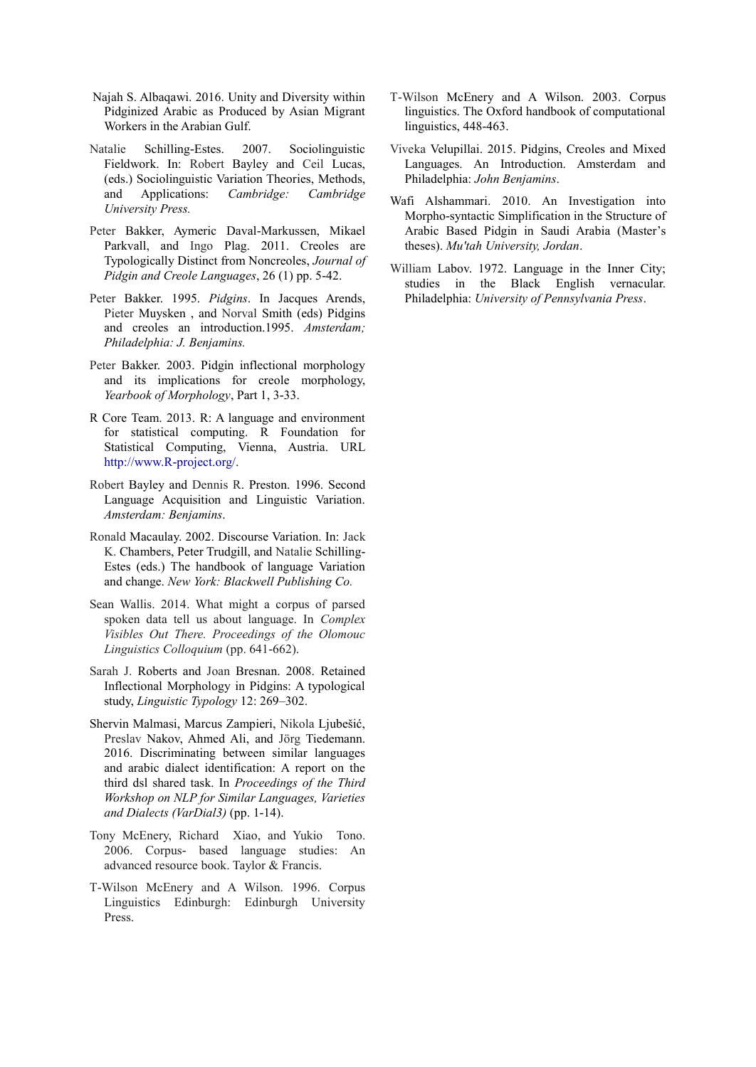Najah S. Albaqawi. 2016. Unity and Diversity within Pidginized Arabic as Produced by Asian Migrant Workers in the Arabian Gulf.

Natalie Schilling-Estes. 2007. Sociolinguistic Fieldwork. In: Robert Bayley and Ceil Lucas, (eds.) Sociolinguistic Variation Theories, Methods, and Applications: *Cambridge: Cambridge University Press.*

Peter Bakker, Aymeric Daval-Markussen, Mikael Parkvall, and Ingo Plag. 2011. Creoles are Typologically Distinct from Noncreoles, *Journal of Pidgin and Creole Languages*, 26 (1) pp. 5-42.

Peter Bakker. 1995. *Pidgins*. In Jacques Arends, Pieter Muysken , and Norval Smith (eds) Pidgins and creoles an introduction.1995. *Amsterdam; Philadelphia: J. Benjamins.*

Peter Bakker. 2003. Pidgin inflectional morphology and its implications for creole morphology, *Yearbook of Morphology*, Part 1, 3-33.

R Core Team. 2013. R: A language and environment for statistical computing. R Foundation for Statistical Computing, Vienna, Austria. URL http://www.R-project.org/.

Robert Bayley and Dennis R. Preston. 1996. Second Language Acquisition and Linguistic Variation. *Amsterdam: Benjamins*.

Ronald Macaulay. 2002. Discourse Variation. In: Jack K. Chambers, Peter Trudgill, and Natalie Schilling-Estes (eds.) The handbook of language Variation and change. *New York: Blackwell Publishing Co.*

Sean Wallis. 2014. What might a corpus of parsed spoken data tell us about language. In *Complex Visibles Out There. Proceedings of the Olomouc Linguistics Colloquium* (pp. 641-662).

Sarah J. Roberts and Joan Bresnan. 2008. Retained Inflectional Morphology in Pidgins: A typological study, *Linguistic Typology* 12: 269–302.

Shervin Malmasi, Marcus Zampieri, Nikola Ljubešić, Preslav Nakov, Ahmed Ali, and Jörg Tiedemann. 2016. Discriminating between similar languages and arabic dialect identification: A report on the third dsl shared task. In *Proceedings of the Third Workshop on NLP for Similar Languages, Varieties and Dialects (VarDial3)* (pp. 1-14).

Tony McEnery, Richard Xiao, and Yukio Tono. 2006. Corpus- based language studies: An advanced resource book. Taylor & Francis.

T-Wilson McEnery and A Wilson. 1996. Corpus Linguistics Edinburgh: Edinburgh University Press.

T-Wilson McEnery and A Wilson. 2003. Corpus linguistics. The Oxford handbook of computational linguistics, 448-463.

Viveka Velupillai. 2015. Pidgins, Creoles and Mixed Languages. An Introduction. Amsterdam and Philadelphia: *John Benjamins*.

Wafi Alshammari. 2010. An Investigation into Morpho-syntactic Simplification in the Structure of Arabic Based Pidgin in Saudi Arabia (Master's theses). *Mu'tah University, Jordan*.

William Labov. 1972. Language in the Inner City; studies in the Black English vernacular. Philadelphia: *University of Pennsylvania Press*.